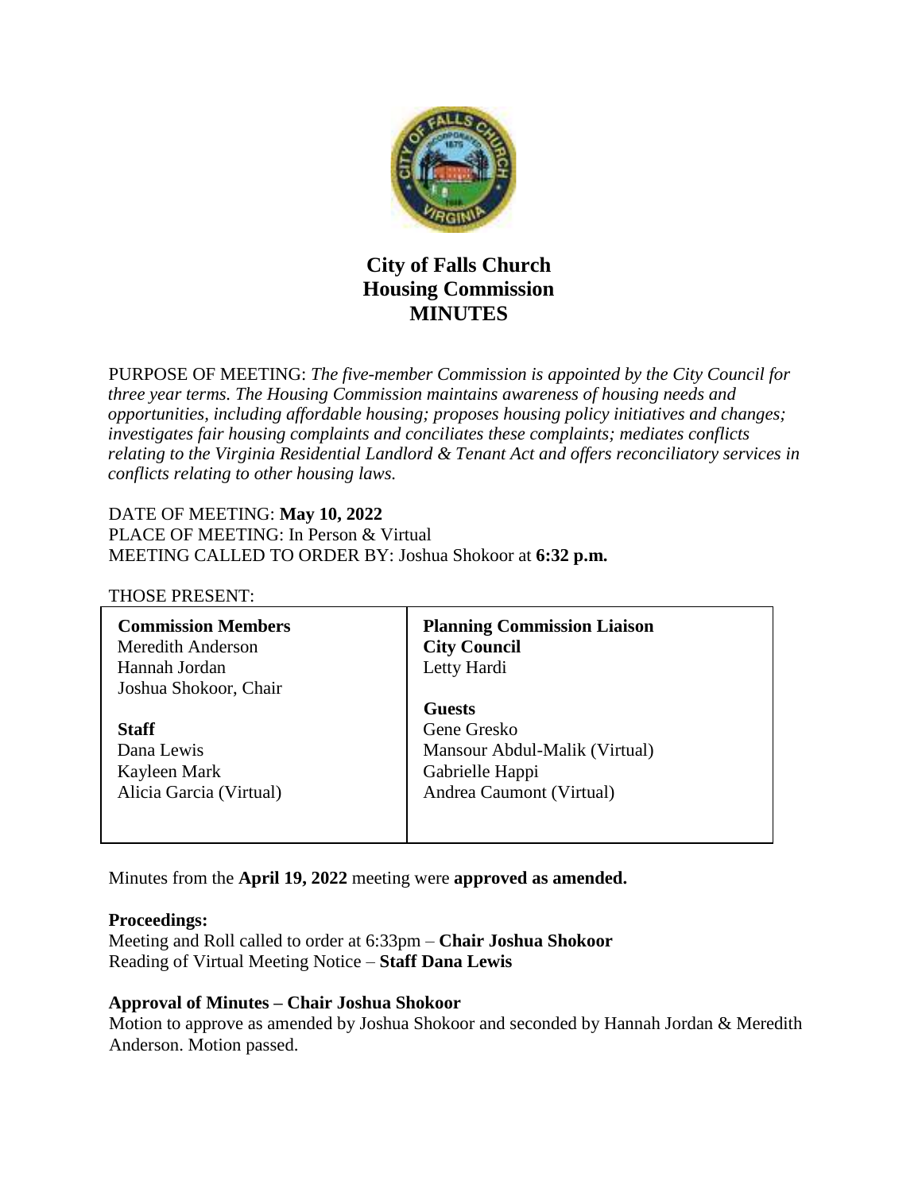# City of Falls Church
# Housing Commission
# MINUTES

PURPOSE OF MEETING: *The five-member Commission is appointed by the City Council for three year terms. The Housing Commission maintains awareness of housing needs and opportunities, including affordable housing; proposes housing policy initiatives and changes; investigates fair housing complaints and conciliates these complaints; mediates conflicts relating to the Virginia Residential Landlord & Tenant Act and offers reconciliatory services in conflicts relating to other housing laws.*

DATE OF MEETING: **May 10, 2022**
PLACE OF MEETING: In Person & Virtual
MEETING CALLED TO ORDER BY: Joshua Shokoor at **6:32 p.m.**

THOSE PRESENT:

| | |
|---|---|
| **Commission Members** | **Planning Commission Liaison** |
| Meredith Anderson | **City Council** |
| Hannah Jordan | Letty Hardi |
| Joshua Shokoor, Chair | |
| | **Guests** |
| **Staff** | Gene Gresko |
| Dana Lewis | Mansour Abdul-Malik (Virtual) |
| Kayleen Mark | Gabrielle Happi |
| Alicia Garcia (Virtual) | Andrea Caumont (Virtual) |

Minutes from the **April 19, 2022** meeting were **approved as amended.**

**Proceedings:**
Meeting and Roll called to order at 6:33pm – **Chair Joshua Shokoor**
Reading of Virtual Meeting Notice – **Staff Dana Lewis**

**Approval of Minutes – Chair Joshua Shokoor**
Motion to approve as amended by Joshua Shokoor and seconded by Hannah Jordan & Meredith Anderson. Motion passed.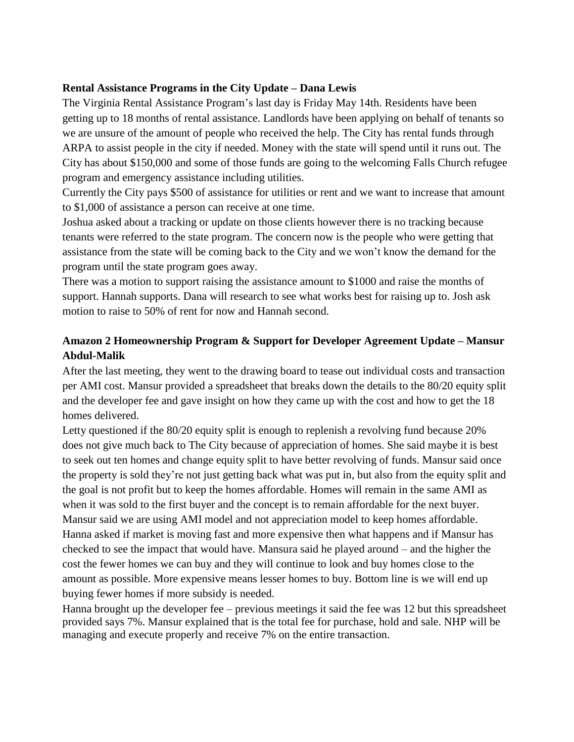**Rental Assistance Programs in the City Update – Dana Lewis**

The Virginia Rental Assistance Program's last day is Friday May 14th. Residents have been getting up to 18 months of rental assistance. Landlords have been applying on behalf of tenants so we are unsure of the amount of people who received the help. The City has rental funds through ARPA to assist people in the city if needed. Money with the state will spend until it runs out. The City has about $150,000 and some of those funds are going to the welcoming Falls Church refugee program and emergency assistance including utilities.

Currently the City pays $500 of assistance for utilities or rent and we want to increase that amount to $1,000 of assistance a person can receive at one time.

Joshua asked about a tracking or update on those clients however there is no tracking because tenants were referred to the state program. The concern now is the people who were getting that assistance from the state will be coming back to the City and we won't know the demand for the program until the state program goes away.

There was a motion to support raising the assistance amount to $1000 and raise the months of support. Hannah supports. Dana will research to see what works best for raising up to. Josh ask motion to raise to 50% of rent for now and Hannah second.

**Amazon 2 Homeownership Program & Support for Developer Agreement Update – Mansur Abdul-Malik**

After the last meeting, they went to the drawing board to tease out individual costs and transaction per AMI cost. Mansur provided a spreadsheet that breaks down the details to the 80/20 equity split and the developer fee and gave insight on how they came up with the cost and how to get the 18 homes delivered.

Letty questioned if the 80/20 equity split is enough to replenish a revolving fund because 20% does not give much back to The City because of appreciation of homes. She said maybe it is best to seek out ten homes and change equity split to have better revolving of funds. Mansur said once the property is sold they're not just getting back what was put in, but also from the equity split and the goal is not profit but to keep the homes affordable. Homes will remain in the same AMI as when it was sold to the first buyer and the concept is to remain affordable for the next buyer. Mansur said we are using AMI model and not appreciation model to keep homes affordable.

Hanna asked if market is moving fast and more expensive then what happens and if Mansur has checked to see the impact that would have. Mansura said he played around – and the higher the cost the fewer homes we can buy and they will continue to look and buy homes close to the amount as possible. More expensive means lesser homes to buy. Bottom line is we will end up buying fewer homes if more subsidy is needed.

Hanna brought up the developer fee – previous meetings it said the fee was 12 but this spreadsheet provided says 7%. Mansur explained that is the total fee for purchase, hold and sale. NHP will be managing and execute properly and receive 7% on the entire transaction.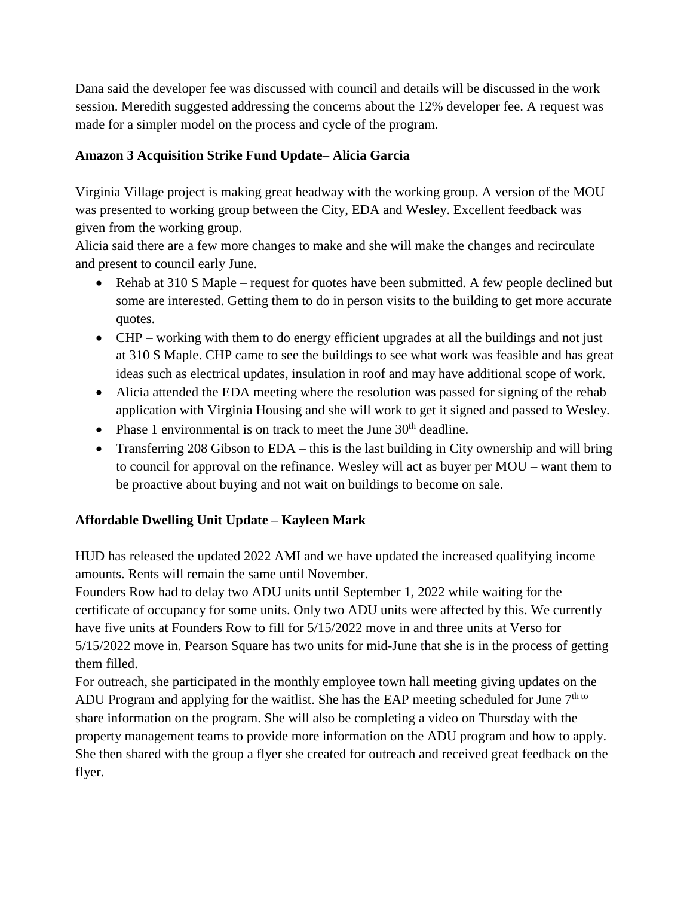Dana said the developer fee was discussed with council and details will be discussed in the work session. Meredith suggested addressing the concerns about the 12% developer fee. A request was made for a simpler model on the process and cycle of the program.

**Amazon 3 Acquisition Strike Fund Update– Alicia Garcia**

Virginia Village project is making great headway with the working group. A version of the MOU was presented to working group between the City, EDA and Wesley. Excellent feedback was given from the working group.

Alicia said there are a few more changes to make and she will make the changes and recirculate and present to council early June.

- Rehab at 310 S Maple – request for quotes have been submitted. A few people declined but some are interested. Getting them to do in person visits to the building to get more accurate quotes.
- CHP – working with them to do energy efficient upgrades at all the buildings and not just at 310 S Maple. CHP came to see the buildings to see what work was feasible and has great ideas such as electrical updates, insulation in roof and may have additional scope of work.
- Alicia attended the EDA meeting where the resolution was passed for signing of the rehab application with Virginia Housing and she will work to get it signed and passed to Wesley.
- Phase 1 environmental is on track to meet the June 30th deadline.
- Transferring 208 Gibson to EDA – this is the last building in City ownership and will bring to council for approval on the refinance. Wesley will act as buyer per MOU – want them to be proactive about buying and not wait on buildings to become on sale.

**Affordable Dwelling Unit Update – Kayleen Mark**

HUD has released the updated 2022 AMI and we have updated the increased qualifying income amounts. Rents will remain the same until November.

Founders Row had to delay two ADU units until September 1, 2022 while waiting for the certificate of occupancy for some units. Only two ADU units were affected by this. We currently have five units at Founders Row to fill for 5/15/2022 move in and three units at Verso for 5/15/2022 move in. Pearson Square has two units for mid-June that she is in the process of getting them filled.

For outreach, she participated in the monthly employee town hall meeting giving updates on the ADU Program and applying for the waitlist. She has the EAP meeting scheduled for June 7th to share information on the program. She will also be completing a video on Thursday with the property management teams to provide more information on the ADU program and how to apply. She then shared with the group a flyer she created for outreach and received great feedback on the flyer.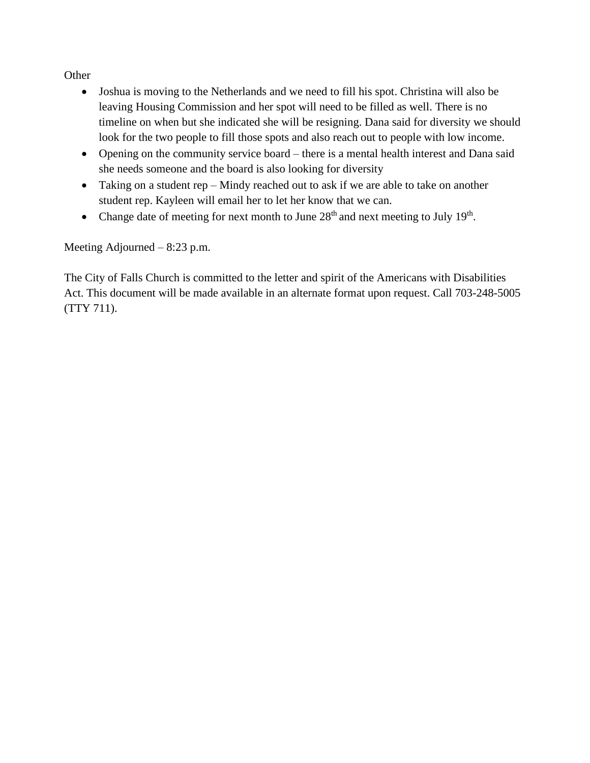Other

- Joshua is moving to the Netherlands and we need to fill his spot. Christina will also be leaving Housing Commission and her spot will need to be filled as well. There is no timeline on when but she indicated she will be resigning. Dana said for diversity we should look for the two people to fill those spots and also reach out to people with low income.
- Opening on the community service board – there is a mental health interest and Dana said she needs someone and the board is also looking for diversity
- Taking on a student rep – Mindy reached out to ask if we are able to take on another student rep. Kayleen will email her to let her know that we can.
- Change date of meeting for next month to June 28th and next meeting to July 19th.

Meeting Adjourned – 8:23 p.m.

The City of Falls Church is committed to the letter and spirit of the Americans with Disabilities Act. This document will be made available in an alternate format upon request. Call 703-248-5005 (TTY 711).